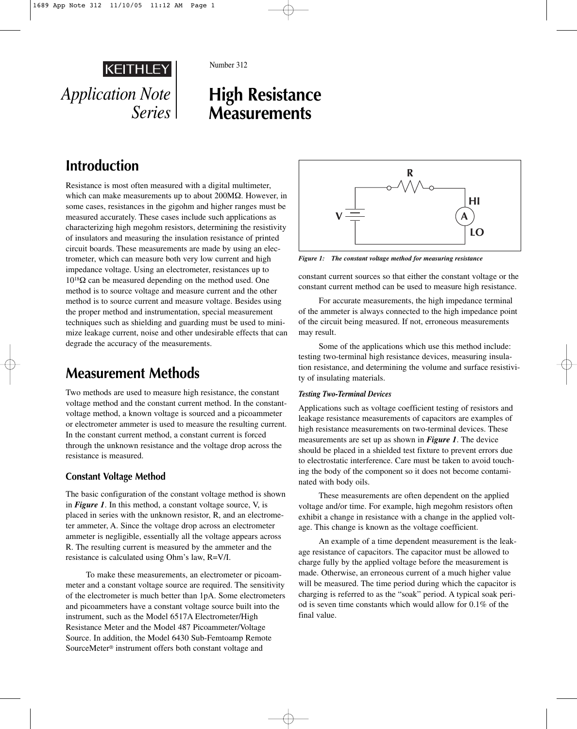KEITHLEY

*Application Note Series*

Number 312

# High Resistance Measurements

## Introduction

Resistance is most often measured with a digital multimeter, which can make measurements up to about 200MΩ. However, in some cases, resistances in the gigohm and higher ranges must be measured accurately. These cases include such applications as characterizing high megohm resistors, determining the resistivity of insulators and measuring the insulation resistance of printed circuit boards. These measurements are made by using an electrometer, which can measure both very low current and high impedance voltage. Using an electrometer, resistances up to $10^{18}\Omega$ can be measured depending on the method used. One method is to source voltage and measure current and the other method is to source current and measure voltage. Besides using the proper method and instrumentation, special measurement techniques such as shielding and guarding must be used to minimize leakage current, noise and other undesirable effects that can degrade the accuracy of the measurements.

## Measurement Methods

Two methods are used to measure high resistance, the constant voltage method and the constant current method. In the constant-voltage method, a known voltage is sourced and a picoammeter or electrometer ammeter is used to measure the resulting current. In the constant current method, a constant current is forced through the unknown resistance and the voltage drop across the resistance is measured.

### Constant Voltage Method

The basic configuration of the constant voltage method is shown in ***Figure 1***. In this method, a constant voltage source, V, is placed in series with the unknown resistor, R, and an electrometer ammeter, A. Since the voltage drop across an electrometer ammeter is negligible, essentially all the voltage appears across R. The resulting current is measured by the ammeter and the resistance is calculated using Ohm's law, R=V/I.

To make these measurements, an electrometer or picoammeter and a constant voltage source are required. The sensitivity of the electrometer is much better than 1pA. Some electrometers and picoammeters have a constant voltage source built into the instrument, such as the Model 6517A Electrometer/High Resistance Meter and the Model 487 Picoammeter/Voltage Source. In addition, the Model 6430 Sub-Femtoamp Remote SourceMeter® instrument offers both constant voltage and constant current sources so that either the constant voltage or the constant current method can be used to measure high resistance.

*Figure 1: The constant voltage method for measuring resistance*

For accurate measurements, the high impedance terminal of the ammeter is always connected to the high impedance point of the circuit being measured. If not, erroneous measurements may result.

Some of the applications which use this method include: testing two-terminal high resistance devices, measuring insulation resistance, and determining the volume and surface resistivity of insulating materials.

#### *Testing Two-Terminal Devices*

Applications such as voltage coefficient testing of resistors and leakage resistance measurements of capacitors are examples of high resistance measurements on two-terminal devices. These measurements are set up as shown in ***Figure 1***. The device should be placed in a shielded test fixture to prevent errors due to electrostatic interference. Care must be taken to avoid touching the body of the component so it does not become contaminated with body oils.

These measurements are often dependent on the applied voltage and/or time. For example, high megohm resistors often exhibit a change in resistance with a change in the applied voltage. This change is known as the voltage coefficient.

An example of a time dependent measurement is the leakage resistance of capacitors. The capacitor must be allowed to charge fully by the applied voltage before the measurement is made. Otherwise, an erroneous current of a much higher value will be measured. The time period during which the capacitor is charging is referred to as the "soak" period. A typical soak period is seven time constants which would allow for 0.1% of the final value.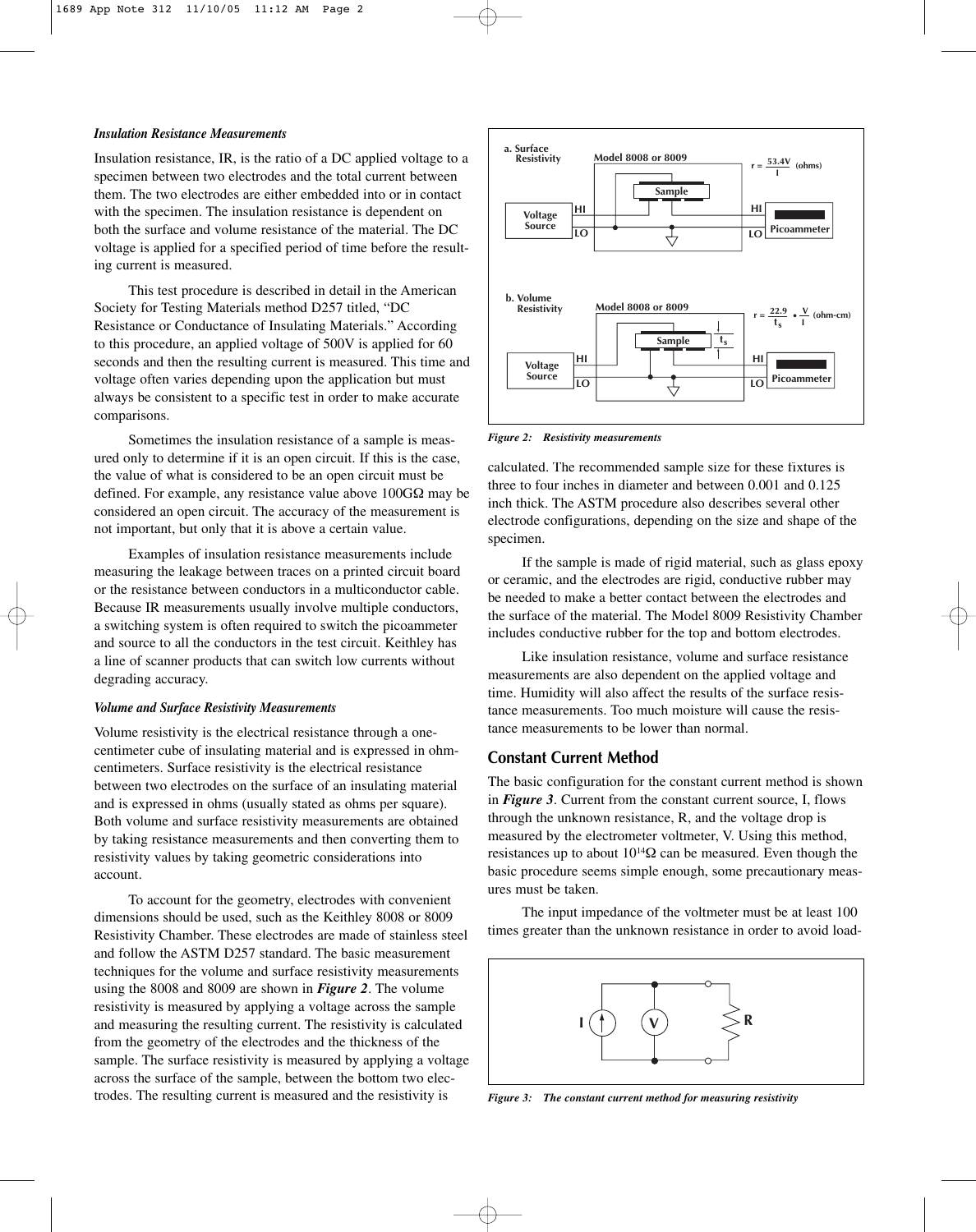### *Insulation Resistance Measurements*

Insulation resistance, IR, is the ratio of a DC applied voltage to a specimen between two electrodes and the total current between them. The two electrodes are either embedded into or in contact with the specimen. The insulation resistance is dependent on both the surface and volume resistance of the material. The DC voltage is applied for a specified period of time before the resulting current is measured.

This test procedure is described in detail in the American Society for Testing Materials method D257 titled, "DC Resistance or Conductance of Insulating Materials." According to this procedure, an applied voltage of 500V is applied for 60 seconds and then the resulting current is measured. This time and voltage often varies depending upon the application but must always be consistent to a specific test in order to make accurate comparisons.

Sometimes the insulation resistance of a sample is measured only to determine if it is an open circuit. If this is the case, the value of what is considered to be an open circuit must be defined. For example, any resistance value above 100GΩ may be considered an open circuit. The accuracy of the measurement is not important, but only that it is above a certain value.

Examples of insulation resistance measurements include measuring the leakage between traces on a printed circuit board or the resistance between conductors in a multiconductor cable. Because IR measurements usually involve multiple conductors, a switching system is often required to switch the picoammeter and source to all the conductors in the test circuit. Keithley has a line of scanner products that can switch low currents without degrading accuracy.

### *Volume and Surface Resistivity Measurements*

Volume resistivity is the electrical resistance through a one-centimeter cube of insulating material and is expressed in ohm-centimeters. Surface resistivity is the electrical resistance between two electrodes on the surface of an insulating material and is expressed in ohms (usually stated as ohms per square). Both volume and surface resistivity measurements are obtained by taking resistance measurements and then converting them to resistivity values by taking geometric considerations into account.

To account for the geometry, electrodes with convenient dimensions should be used, such as the Keithley 8008 or 8009 Resistivity Chamber. These electrodes are made of stainless steel and follow the ASTM D257 standard. The basic measurement techniques for the volume and surface resistivity measurements using the 8008 and 8009 are shown in ***Figure 2***. The volume resistivity is measured by applying a voltage across the sample and measuring the resulting current. The resistivity is calculated from the geometry of the electrodes and the thickness of the sample. The surface resistivity is measured by applying a voltage across the surface of the sample, between the bottom two electrodes. The resulting current is measured and the resistivity is calculated. The recommended sample size for these fixtures is three to four inches in diameter and between 0.001 and 0.125 inch thick. The ASTM procedure also describes several other electrode configurations, depending on the size and shape of the specimen.

a. Surface Resistivity — Model 8008 or 8009 — $r = \frac{53.4V}{I}$ (ohms)

b. Volume Resistivity — Model 8008 or 8009 — $r = \frac{22.9}{t_s} \bullet \frac{V}{I}$ (ohm-cm)

*Figure 2: Resistivity measurements*

If the sample is made of rigid material, such as glass epoxy or ceramic, and the electrodes are rigid, conductive rubber may be needed to make a better contact between the electrodes and the surface of the material. The Model 8009 Resistivity Chamber includes conductive rubber for the top and bottom electrodes.

Like insulation resistance, volume and surface resistance measurements are also dependent on the applied voltage and time. Humidity will also affect the results of the surface resistance measurements. Too much moisture will cause the resistance measurements to be lower than normal.

## Constant Current Method

The basic configuration for the constant current method is shown in ***Figure 3***. Current from the constant current source, I, flows through the unknown resistance, R, and the voltage drop is measured by the electrometer voltmeter, V. Using this method, resistances up to about $10^{14}\Omega$ can be measured. Even though the basic procedure seems simple enough, some precautionary measures must be taken.

The input impedance of the voltmeter must be at least 100 times greater than the unknown resistance in order to avoid load-

*Figure 3: The constant current method for measuring resistivity*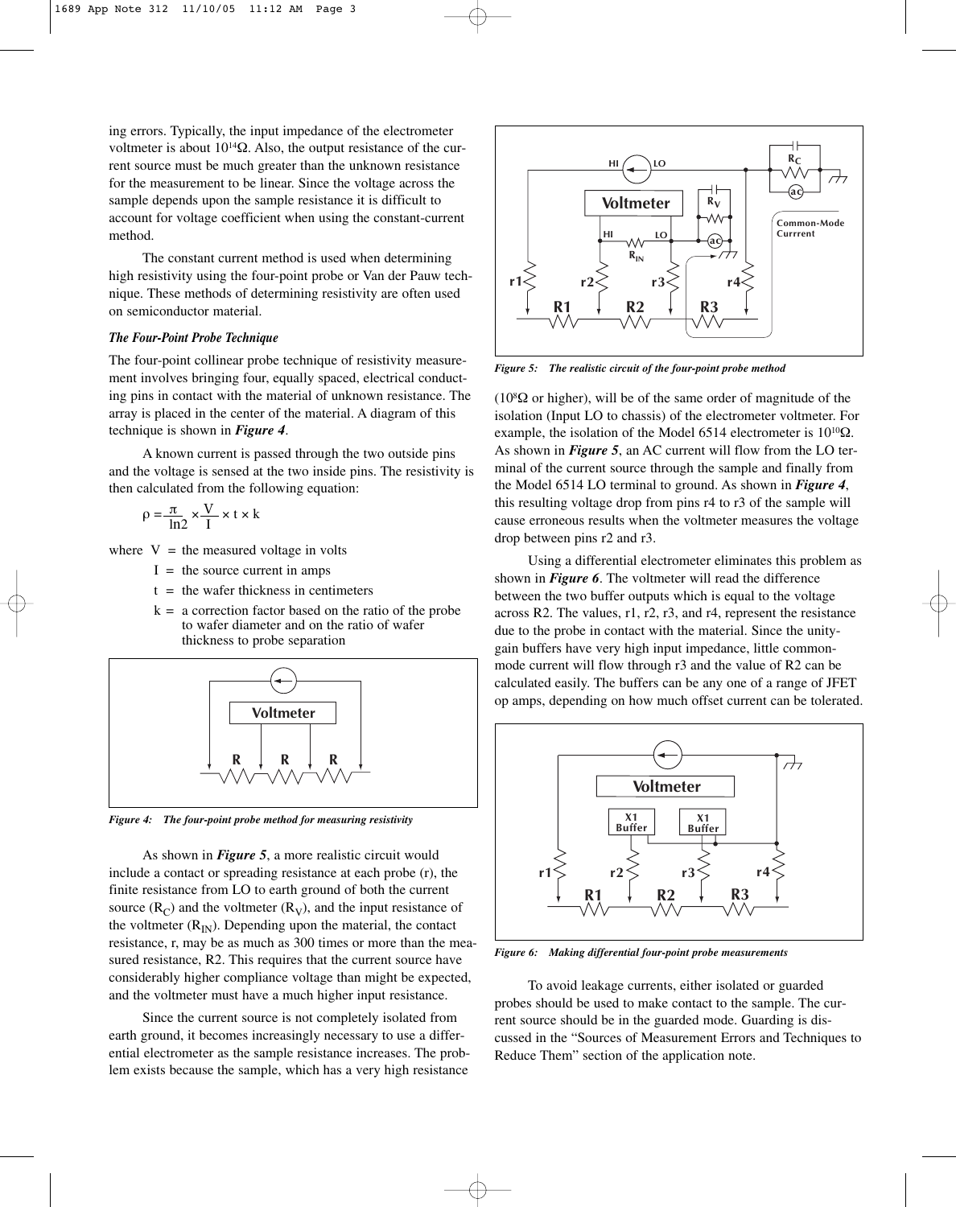ing errors. Typically, the input impedance of the electrometer voltmeter is about $10^{14}\Omega$. Also, the output resistance of the current source must be much greater than the unknown resistance for the measurement to be linear. Since the voltage across the sample depends upon the sample resistance it is difficult to account for voltage coefficient when using the constant-current method.

The constant current method is used when determining high resistivity using the four-point probe or Van der Pauw technique. These methods of determining resistivity are often used on semiconductor material.

### *The Four-Point Probe Technique*

The four-point collinear probe technique of resistivity measurement involves bringing four, equally spaced, electrical conducting pins in contact with the material of unknown resistance. The array is placed in the center of the material. A diagram of this technique is shown in ***Figure 4***.

A known current is passed through the two outside pins and the voltage is sensed at the two inside pins. The resistivity is then calculated from the following equation:

$$\rho = \frac{\pi}{\ln 2} \times \frac{V}{I} \times t \times k$$

where V = the measured voltage in volts

I = the source current in amps

t = the wafer thickness in centimeters

k = a correction factor based on the ratio of the probe to wafer diameter and on the ratio of wafer thickness to probe separation

*Figure 4: The four-point probe method for measuring resistivity*

As shown in ***Figure 5***, a more realistic circuit would include a contact or spreading resistance at each probe (r), the finite resistance from LO to earth ground of both the current source ($R_C$) and the voltmeter ($R_V$), and the input resistance of the voltmeter ($R_{IN}$). Depending upon the material, the contact resistance, r, may be as much as 300 times or more than the measured resistance, R2. This requires that the current source have considerably higher compliance voltage than might be expected, and the voltmeter must have a much higher input resistance.

Since the current source is not completely isolated from earth ground, it becomes increasingly necessary to use a differential electrometer as the sample resistance increases. The problem exists because the sample, which has a very high resistance

*Figure 5: The realistic circuit of the four-point probe method*

($10^8\Omega$ or higher), will be of the same order of magnitude of the isolation (Input LO to chassis) of the electrometer voltmeter. For example, the isolation of the Model 6514 electrometer is $10^{10}\Omega$. As shown in ***Figure 5***, an AC current will flow from the LO terminal of the current source through the sample and finally from the Model 6514 LO terminal to ground. As shown in ***Figure 4***, this resulting voltage drop from pins r4 to r3 of the sample will cause erroneous results when the voltmeter measures the voltage drop between pins r2 and r3.

Using a differential electrometer eliminates this problem as shown in ***Figure 6***. The voltmeter will read the difference between the two buffer outputs which is equal to the voltage across R2. The values, r1, r2, r3, and r4, represent the resistance due to the probe in contact with the material. Since the unity-gain buffers have very high input impedance, little common-mode current will flow through r3 and the value of R2 can be calculated easily. The buffers can be any one of a range of JFET op amps, depending on how much offset current can be tolerated.

*Figure 6: Making differential four-point probe measurements*

To avoid leakage currents, either isolated or guarded probes should be used to make contact to the sample. The current source should be in the guarded mode. Guarding is discussed in the "Sources of Measurement Errors and Techniques to Reduce Them" section of the application note.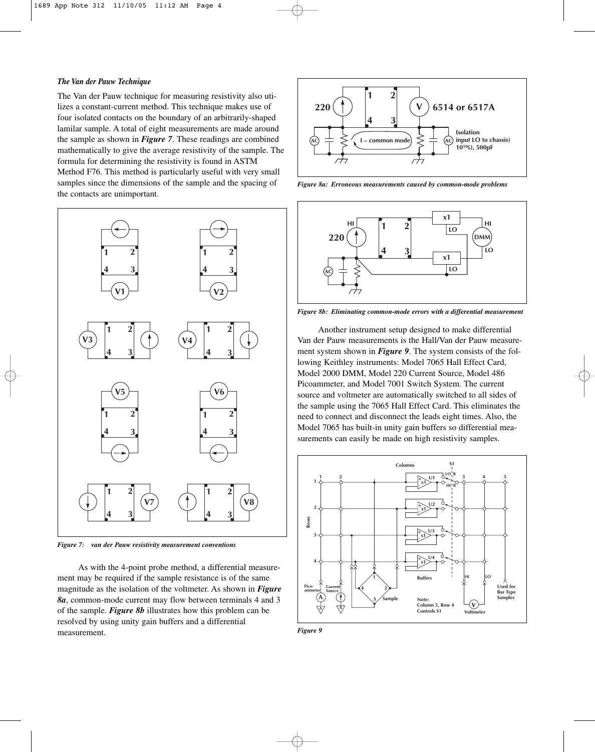*The Van der Pauw Technique*

The Van der Pauw technique for measuring resistivity also utilizes a constant-current method. This technique makes use of four isolated contacts on the boundary of an arbitrarily-shaped lamilar sample. A total of eight measurements are made around the sample as shown in ***Figure 7***. These readings are combined mathematically to give the average resistivity of the sample. The formula for determining the resistivity is found in ASTM Method F76. This method is particularly useful with very small samples since the dimensions of the sample and the spacing of the contacts are unimportant.

*Figure 7: van der Pauw resistivity measurement conventions*

As with the 4-point probe method, a differential measurement may be required if the sample resistance is of the same magnitude as the isolation of the voltmeter. As shown in ***Figure 8a***, common-mode current may flow between terminals 4 and 3 of the sample. ***Figure 8b*** illustrates how this problem can be resolved by using unity gain buffers and a differential measurement.

*Figure 8a: Erroneous measurements caused by common-mode problems*

*Figure 8b: Eliminating common-mode errors with a differential measurement*

Another instrument setup designed to make differential Van der Pauw measurements is the Hall/Van der Pauw measurement system shown in ***Figure 9***. The system consists of the following Keithley instruments: Model 7065 Hall Effect Card, Model 2000 DMM, Model 220 Current Source, Model 486 Picoammeter, and Model 7001 Switch System. The current source and voltmeter are automatically switched to all sides of the sample using the 7065 Hall Effect Card. This eliminates the need to connect and disconnect the leads eight times. Also, the Model 7065 has built-in unity gain buffers so differential measurements can easily be made on high resistivity samples.

*Figure 9*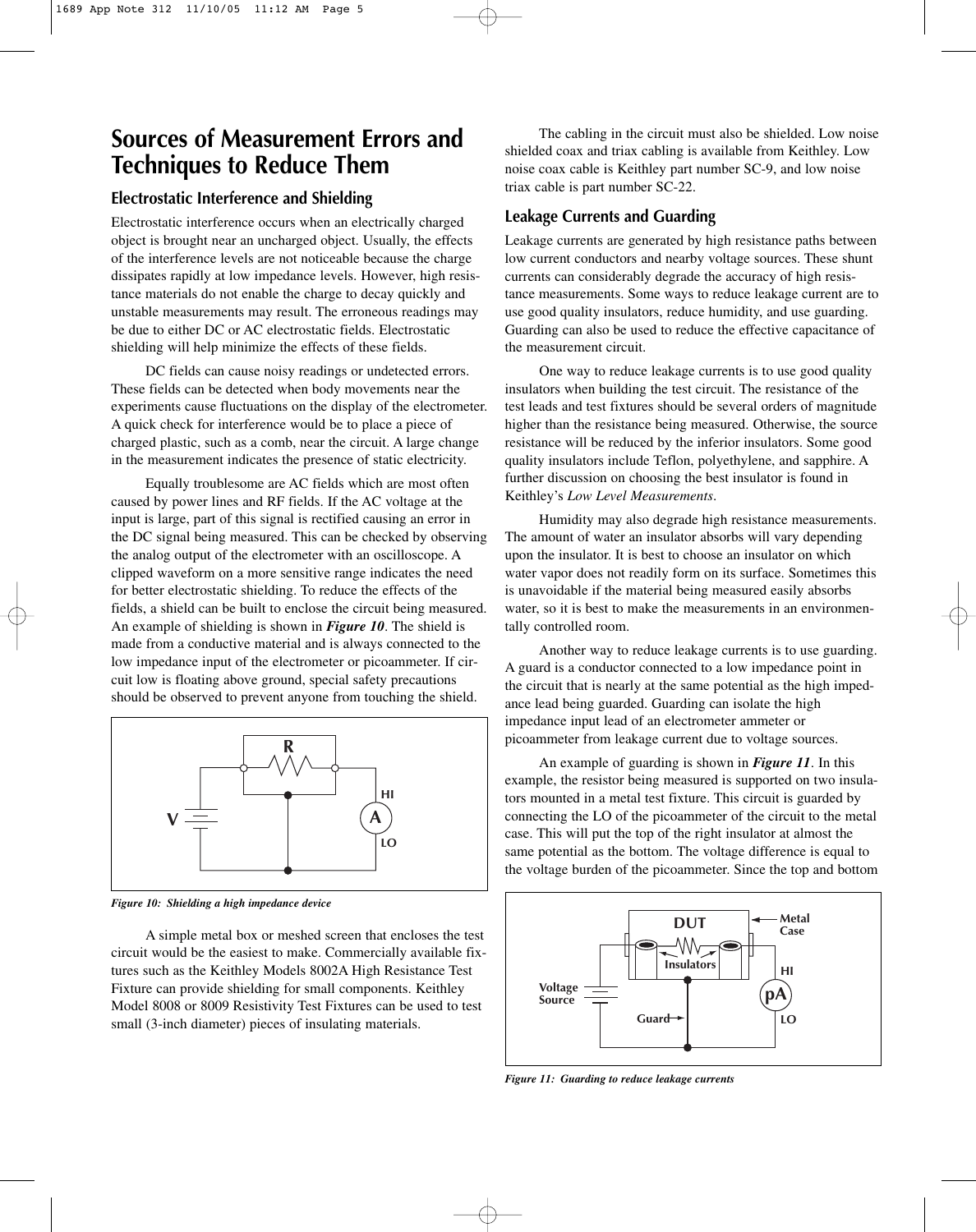# Sources of Measurement Errors and Techniques to Reduce Them

## Electrostatic Interference and Shielding

Electrostatic interference occurs when an electrically charged object is brought near an uncharged object. Usually, the effects of the interference levels are not noticeable because the charge dissipates rapidly at low impedance levels. However, high resistance materials do not enable the charge to decay quickly and unstable measurements may result. The erroneous readings may be due to either DC or AC electrostatic fields. Electrostatic shielding will help minimize the effects of these fields.

DC fields can cause noisy readings or undetected errors. These fields can be detected when body movements near the experiments cause fluctuations on the display of the electrometer. A quick check for interference would be to place a piece of charged plastic, such as a comb, near the circuit. A large change in the measurement indicates the presence of static electricity.

Equally troublesome are AC fields which are most often caused by power lines and RF fields. If the AC voltage at the input is large, part of this signal is rectified causing an error in the DC signal being measured. This can be checked by observing the analog output of the electrometer with an oscilloscope. A clipped waveform on a more sensitive range indicates the need for better electrostatic shielding. To reduce the effects of the fields, a shield can be built to enclose the circuit being measured. An example of shielding is shown in ***Figure 10***. The shield is made from a conductive material and is always connected to the low impedance input of the electrometer or picoammeter. If circuit low is floating above ground, special safety precautions should be observed to prevent anyone from touching the shield.

*Figure 10: Shielding a high impedance device*

A simple metal box or meshed screen that encloses the test circuit would be the easiest to make. Commercially available fixtures such as the Keithley Models 8002A High Resistance Test Fixture can provide shielding for small components. Keithley Model 8008 or 8009 Resistivity Test Fixtures can be used to test small (3-inch diameter) pieces of insulating materials.

The cabling in the circuit must also be shielded. Low noise shielded coax and triax cabling is available from Keithley. Low noise coax cable is Keithley part number SC-9, and low noise triax cable is part number SC-22.

## Leakage Currents and Guarding

Leakage currents are generated by high resistance paths between low current conductors and nearby voltage sources. These shunt currents can considerably degrade the accuracy of high resistance measurements. Some ways to reduce leakage current are to use good quality insulators, reduce humidity, and use guarding. Guarding can also be used to reduce the effective capacitance of the measurement circuit.

One way to reduce leakage currents is to use good quality insulators when building the test circuit. The resistance of the test leads and test fixtures should be several orders of magnitude higher than the resistance being measured. Otherwise, the source resistance will be reduced by the inferior insulators. Some good quality insulators include Teflon, polyethylene, and sapphire. A further discussion on choosing the best insulator is found in Keithley's *Low Level Measurements*.

Humidity may also degrade high resistance measurements. The amount of water an insulator absorbs will vary depending upon the insulator. It is best to choose an insulator on which water vapor does not readily form on its surface. Sometimes this is unavoidable if the material being measured easily absorbs water, so it is best to make the measurements in an environmentally controlled room.

Another way to reduce leakage currents is to use guarding. A guard is a conductor connected to a low impedance point in the circuit that is nearly at the same potential as the high impedance lead being guarded. Guarding can isolate the high impedance input lead of an electrometer ammeter or picoammeter from leakage current due to voltage sources.

An example of guarding is shown in ***Figure 11***. In this example, the resistor being measured is supported on two insulators mounted in a metal test fixture. This circuit is guarded by connecting the LO of the picoammeter of the circuit to the metal case. This will put the top of the right insulator at almost the same potential as the bottom. The voltage difference is equal to the voltage burden of the picoammeter. Since the top and bottom

*Figure 11: Guarding to reduce leakage currents*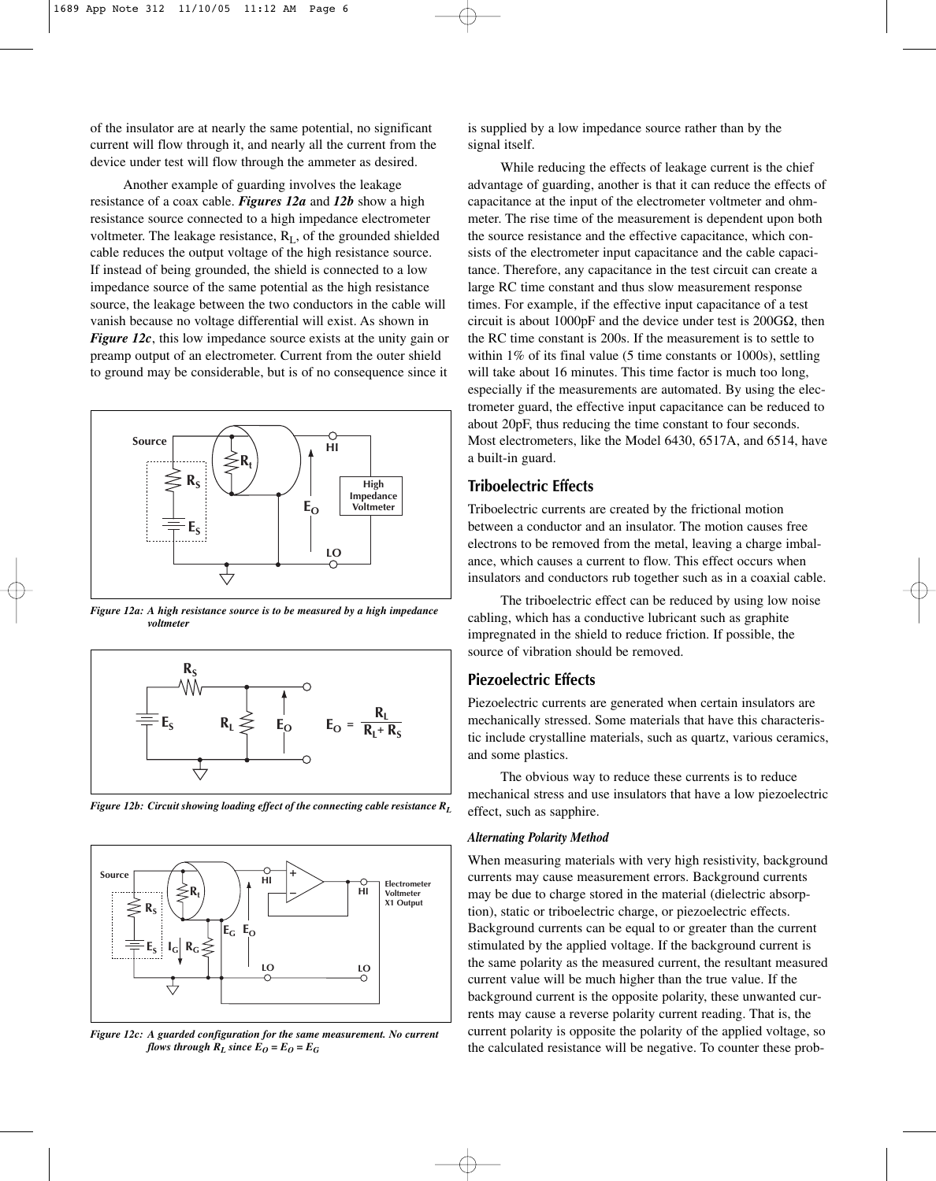of the insulator are at nearly the same potential, no significant current will flow through it, and nearly all the current from the device under test will flow through the ammeter as desired.

Another example of guarding involves the leakage resistance of a coax cable. ***Figures 12a*** and ***12b*** show a high resistance source connected to a high impedance electrometer voltmeter. The leakage resistance, $R_L$, of the grounded shielded cable reduces the output voltage of the high resistance source. If instead of being grounded, the shield is connected to a low impedance source of the same potential as the high resistance source, the leakage between the two conductors in the cable will vanish because no voltage differential will exist. As shown in ***Figure 12c***, this low impedance source exists at the unity gain or preamp output of an electrometer. Current from the outer shield to ground may be considerable, but is of no consequence since it is supplied by a low impedance source rather than by the signal itself.

*Figure 12a: A high resistance source is to be measured by a high impedance voltmeter*

*Figure 12b: Circuit showing loading effect of the connecting cable resistance $R_L$*

$$E_O = \frac{R_L}{R_L + R_S}$$

*Figure 12c: A guarded configuration for the same measurement. No current flows through $R_L$ since $E_O = E_O = E_G$*

While reducing the effects of leakage current is the chief advantage of guarding, another is that it can reduce the effects of capacitance at the input of the electrometer voltmeter and ohmmeter. The rise time of the measurement is dependent upon both the source resistance and the effective capacitance, which consists of the electrometer input capacitance and the cable capacitance. Therefore, any capacitance in the test circuit can create a large RC time constant and thus slow measurement response times. For example, if the effective input capacitance of a test circuit is about 1000pF and the device under test is 200GΩ, then the RC time constant is 200s. If the measurement is to settle to within 1% of its final value (5 time constants or 1000s), settling will take about 16 minutes. This time factor is much too long, especially if the measurements are automated. By using the electrometer guard, the effective input capacitance can be reduced to about 20pF, thus reducing the time constant to four seconds. Most electrometers, like the Model 6430, 6517A, and 6514, have a built-in guard.

## Triboelectric Effects

Triboelectric currents are created by the frictional motion between a conductor and an insulator. The motion causes free electrons to be removed from the metal, leaving a charge imbalance, which causes a current to flow. This effect occurs when insulators and conductors rub together such as in a coaxial cable.

The triboelectric effect can be reduced by using low noise cabling, which has a conductive lubricant such as graphite impregnated in the shield to reduce friction. If possible, the source of vibration should be removed.

## Piezoelectric Effects

Piezoelectric currents are generated when certain insulators are mechanically stressed. Some materials that have this characteristic include crystalline materials, such as quartz, various ceramics, and some plastics.

The obvious way to reduce these currents is to reduce mechanical stress and use insulators that have a low piezoelectric effect, such as sapphire.

### *Alternating Polarity Method*

When measuring materials with very high resistivity, background currents may cause measurement errors. Background currents may be due to charge stored in the material (dielectric absorption), static or triboelectric charge, or piezoelectric effects. Background currents can be equal to or greater than the current stimulated by the applied voltage. If the background current is the same polarity as the measured current, the resultant measured current value will be much higher than the true value. If the background current is the opposite polarity, these unwanted currents may cause a reverse polarity current reading. That is, the current polarity is opposite the polarity of the applied voltage, so the calculated resistance will be negative. To counter these prob-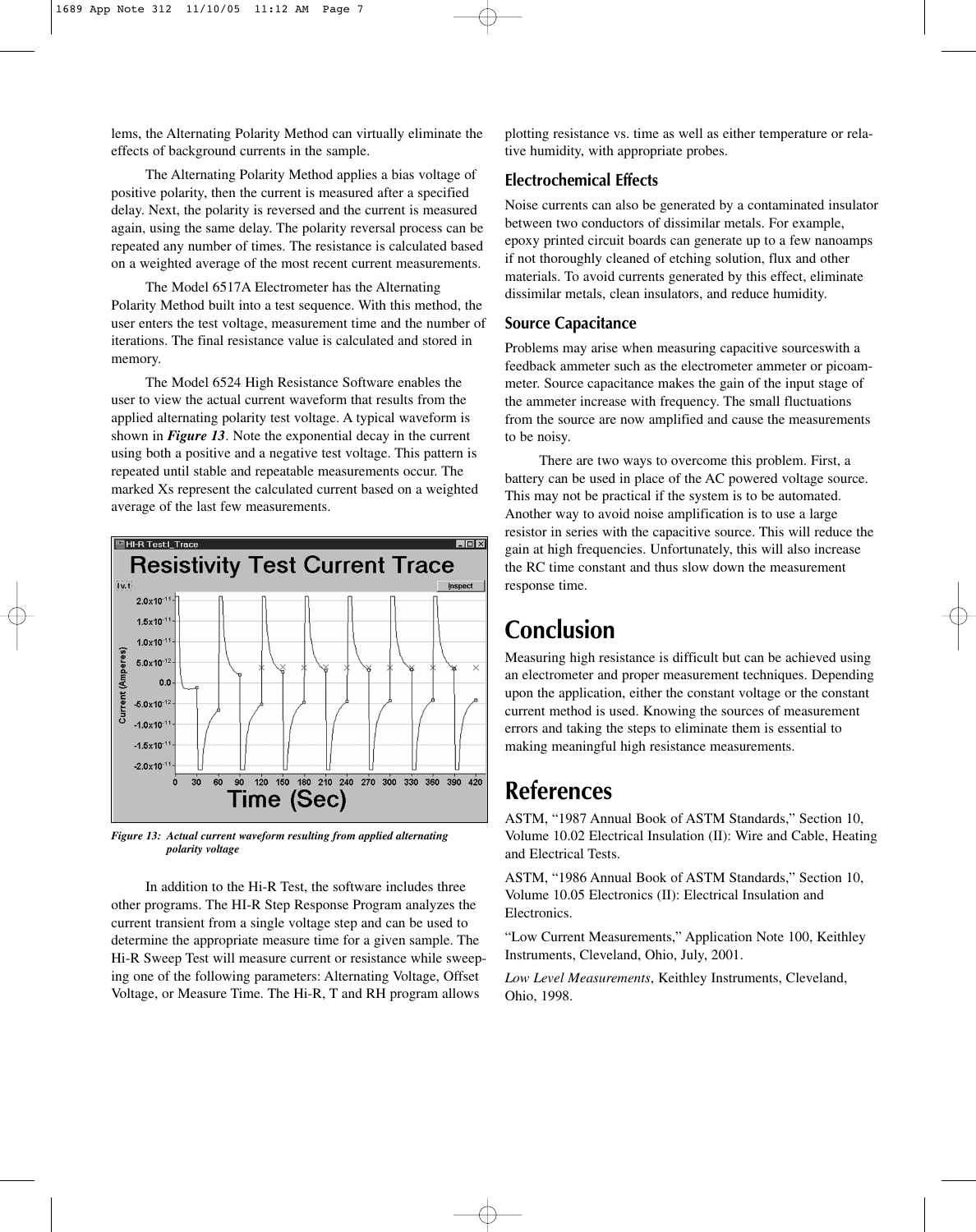lems, the Alternating Polarity Method can virtually eliminate the effects of background currents in the sample.

The Alternating Polarity Method applies a bias voltage of positive polarity, then the current is measured after a specified delay. Next, the polarity is reversed and the current is measured again, using the same delay. The polarity reversal process can be repeated any number of times. The resistance is calculated based on a weighted average of the most recent current measurements.

The Model 6517A Electrometer has the Alternating Polarity Method built into a test sequence. With this method, the user enters the test voltage, measurement time and the number of iterations. The final resistance value is calculated and stored in memory.

The Model 6524 High Resistance Software enables the user to view the actual current waveform that results from the applied alternating polarity test voltage. A typical waveform is shown in ***Figure 13***. Note the exponential decay in the current using both a positive and a negative test voltage. This pattern is repeated until stable and repeatable measurements occur. The marked Xs represent the calculated current based on a weighted average of the last few measurements.

***Figure 13: Actual current waveform resulting from applied alternating polarity voltage***

In addition to the Hi-R Test, the software includes three other programs. The HI-R Step Response Program analyzes the current transient from a single voltage step and can be used to determine the appropriate measure time for a given sample. The Hi-R Sweep Test will measure current or resistance while sweeping one of the following parameters: Alternating Voltage, Offset Voltage, or Measure Time. The Hi-R, T and RH program allows plotting resistance vs. time as well as either temperature or relative humidity, with appropriate probes.

### Electrochemical Effects

Noise currents can also be generated by a contaminated insulator between two conductors of dissimilar metals. For example, epoxy printed circuit boards can generate up to a few nanoamps if not thoroughly cleaned of etching solution, flux and other materials. To avoid currents generated by this effect, eliminate dissimilar metals, clean insulators, and reduce humidity.

### Source Capacitance

Problems may arise when measuring capacitive sourceswith a feedback ammeter such as the electrometer ammeter or picoammeter. Source capacitance makes the gain of the input stage of the ammeter increase with frequency. The small fluctuations from the source are now amplified and cause the measurements to be noisy.

There are two ways to overcome this problem. First, a battery can be used in place of the AC powered voltage source. This may not be practical if the system is to be automated. Another way to avoid noise amplification is to use a large resistor in series with the capacitive source. This will reduce the gain at high frequencies. Unfortunately, this will also increase the RC time constant and thus slow down the measurement response time.

## Conclusion

Measuring high resistance is difficult but can be achieved using an electrometer and proper measurement techniques. Depending upon the application, either the constant voltage or the constant current method is used. Knowing the sources of measurement errors and taking the steps to eliminate them is essential to making meaningful high resistance measurements.

## References

ASTM, "1987 Annual Book of ASTM Standards," Section 10, Volume 10.02 Electrical Insulation (II): Wire and Cable, Heating and Electrical Tests.

ASTM, "1986 Annual Book of ASTM Standards," Section 10, Volume 10.05 Electronics (II): Electrical Insulation and Electronics.

"Low Current Measurements," Application Note 100, Keithley Instruments, Cleveland, Ohio, July, 2001.

*Low Level Measurements*, Keithley Instruments, Cleveland, Ohio, 1998.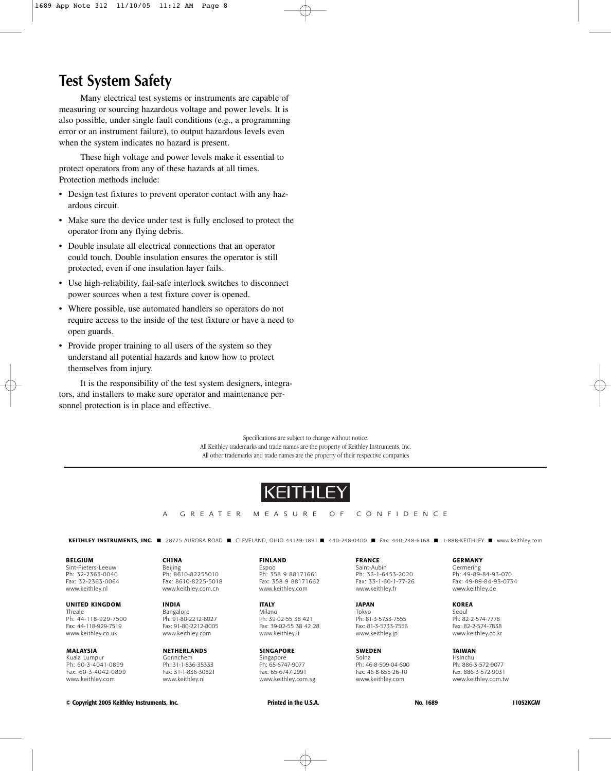## Test System Safety

Many electrical test systems or instruments are capable of measuring or sourcing hazardous voltage and power levels. It is also possible, under single fault conditions (e.g., a programming error or an instrument failure), to output hazardous levels even when the system indicates no hazard is present.

These high voltage and power levels make it essential to protect operators from any of these hazards at all times. Protection methods include:

- Design test fixtures to prevent operator contact with any hazardous circuit.
- Make sure the device under test is fully enclosed to protect the operator from any flying debris.
- Double insulate all electrical connections that an operator could touch. Double insulation ensures the operator is still protected, even if one insulation layer fails.
- Use high-reliability, fail-safe interlock switches to disconnect power sources when a test fixture cover is opened.
- Where possible, use automated handlers so operators do not require access to the inside of the test fixture or have a need to open guards.
- Provide proper training to all users of the system so they understand all potential hazards and know how to protect themselves from injury.

It is the responsibility of the test system designers, integrators, and installers to make sure operator and maintenance personnel protection is in place and effective.

Specifications are subject to change without notice.
All Keithley trademarks and trade names are the property of Keithley Instruments, Inc.
All other trademarks and trade names are the property of their respective companies

KEITHLEY

A GREATER MEASURE OF CONFIDENCE

**KEITHLEY INSTRUMENTS, INC.** ■ 28775 AURORA ROAD ■ CLEVELAND, OHIO 44139-1891 ■ 440-248-0400 ■ Fax: 440-248-6168 ■ 1-888-KEITHLEY ■ www.keithley.com

**BELGIUM**
Sint-Pieters-Leeuw
Ph: 32-2363-0040
Fax: 32-2363-0064
www.keithley.nl

**CHINA**
Beijing
Ph: 8610-82255010
Fax: 8610-8225-5018
www.keithley.com.cn

**FINLAND**
Espoo
Ph: 358 9 88171661
Fax: 358 9 88171662
www.keithley.com

**FRANCE**
Saint-Aubin
Ph: 33-1-6453-2020
Fax: 33-1-60-1-77-26
www.keithley.fr

**GERMANY**
Germering
Ph: 49-89-84-93-070
Fax: 49-89-84-93-0734
www.keithley.de

**UNITED KINGDOM**
Theale
Ph: 44-118-929-7500
Fax: 44-118-929-7519
www.keithley.co.uk

**INDIA**
Bangalore
Ph: 91-80-2212-8027
Fax: 91-80-2212-8005
www.keithley.com

**ITALY**
Milano
Ph: 39-02-55 38 421
Fax: 39-02-55 38 42 28
www.keithley.it

**JAPAN**
Tokyo
Ph: 81-3-5733-7555
Fax: 81-3-5733-7556
www.keithley.jp

**KOREA**
Seoul
Ph: 82-2-574-7778
Fax: 82-2-574-7838
www.keithley.co.kr

**MALAYSIA**
Kuala Lumpur
Ph: 60-3-4041-0899
Fax: 60-3-4042-0899
www.keithley.com

**NETHERLANDS**
Gorinchem
Ph: 31-1-836-35333
Fax: 31-1-836-30821
www.keithley.nl

**SINGAPORE**
Singapore
Ph: 65-6747-9077
Fax: 65-6747-2991
www.keithley.com.sg

**SWEDEN**
Solna
Ph: 46-8-509-04-600
Fax: 46-8-655-26-10
www.keithley.com

**TAIWAN**
Hsinchu
Ph: 886-3-572-9077
Fax: 886-3-572-9031
www.keithley.com.tw

**© Copyright 2005 Keithley Instruments, Inc.** **Printed in the U.S.A.** **No. 1689** **11052KGW**